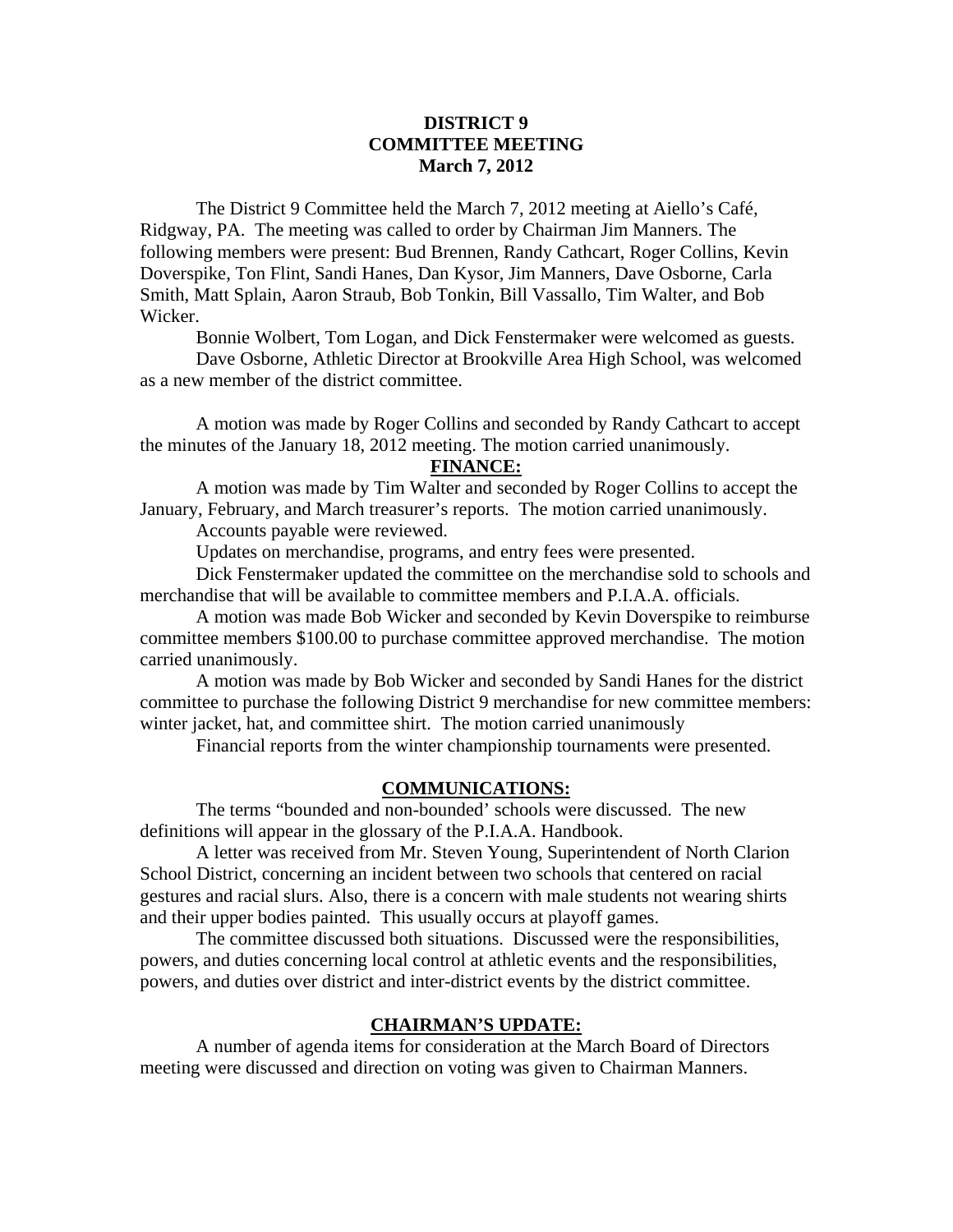**DISTRICT 9**
**COMMITTEE MEETING**
**March 7, 2012**

The District 9 Committee held the March 7, 2012 meeting at Aiello's Café, Ridgway, PA. The meeting was called to order by Chairman Jim Manners. The following members were present: Bud Brennen, Randy Cathcart, Roger Collins, Kevin Doverspike, Ton Flint, Sandi Hanes, Dan Kysor, Jim Manners, Dave Osborne, Carla Smith, Matt Splain, Aaron Straub, Bob Tonkin, Bill Vassallo, Tim Walter, and Bob Wicker.

Bonnie Wolbert, Tom Logan, and Dick Fenstermaker were welcomed as guests.

Dave Osborne, Athletic Director at Brookville Area High School, was welcomed as a new member of the district committee.

A motion was made by Roger Collins and seconded by Randy Cathcart to accept the minutes of the January 18, 2012 meeting. The motion carried unanimously.

**FINANCE:**

A motion was made by Tim Walter and seconded by Roger Collins to accept the January, February, and March treasurer's reports. The motion carried unanimously.

Accounts payable were reviewed.

Updates on merchandise, programs, and entry fees were presented.

Dick Fenstermaker updated the committee on the merchandise sold to schools and merchandise that will be available to committee members and P.I.A.A. officials.

A motion was made Bob Wicker and seconded by Kevin Doverspike to reimburse committee members $100.00 to purchase committee approved merchandise. The motion carried unanimously.

A motion was made by Bob Wicker and seconded by Sandi Hanes for the district committee to purchase the following District 9 merchandise for new committee members: winter jacket, hat, and committee shirt. The motion carried unanimously

Financial reports from the winter championship tournaments were presented.

**COMMUNICATIONS:**

The terms "bounded and non-bounded' schools were discussed. The new definitions will appear in the glossary of the P.I.A.A. Handbook.

A letter was received from Mr. Steven Young, Superintendent of North Clarion School District, concerning an incident between two schools that centered on racial gestures and racial slurs. Also, there is a concern with male students not wearing shirts and their upper bodies painted. This usually occurs at playoff games.

The committee discussed both situations. Discussed were the responsibilities, powers, and duties concerning local control at athletic events and the responsibilities, powers, and duties over district and inter-district events by the district committee.

**CHAIRMAN'S UPDATE:**

A number of agenda items for consideration at the March Board of Directors meeting were discussed and direction on voting was given to Chairman Manners.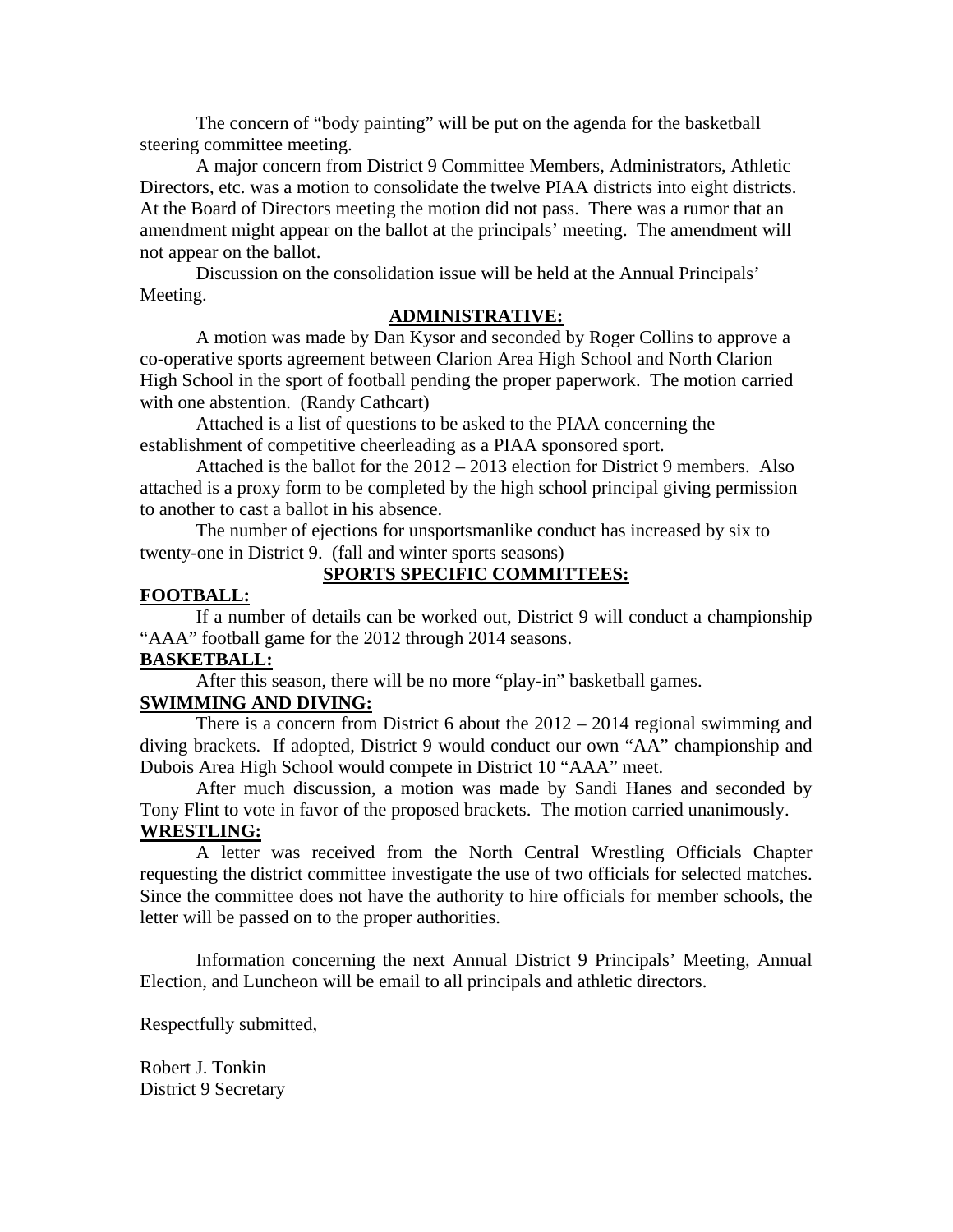The concern of "body painting" will be put on the agenda for the basketball steering committee meeting.

A major concern from District 9 Committee Members, Administrators, Athletic Directors, etc. was a motion to consolidate the twelve PIAA districts into eight districts. At the Board of Directors meeting the motion did not pass. There was a rumor that an amendment might appear on the ballot at the principals' meeting. The amendment will not appear on the ballot.

Discussion on the consolidation issue will be held at the Annual Principals' Meeting.

## ADMINISTRATIVE:

A motion was made by Dan Kysor and seconded by Roger Collins to approve a co-operative sports agreement between Clarion Area High School and North Clarion High School in the sport of football pending the proper paperwork. The motion carried with one abstention. (Randy Cathcart)

Attached is a list of questions to be asked to the PIAA concerning the establishment of competitive cheerleading as a PIAA sponsored sport.

Attached is the ballot for the 2012 – 2013 election for District 9 members. Also attached is a proxy form to be completed by the high school principal giving permission to another to cast a ballot in his absence.

The number of ejections for unsportsmanlike conduct has increased by six to twenty-one in District 9. (fall and winter sports seasons)

## SPORTS SPECIFIC COMMITTEES:

### FOOTBALL:

If a number of details can be worked out, District 9 will conduct a championship "AAA" football game for the 2012 through 2014 seasons.

### BASKETBALL:

After this season, there will be no more "play-in" basketball games.

### SWIMMING AND DIVING:

There is a concern from District 6 about the 2012 – 2014 regional swimming and diving brackets. If adopted, District 9 would conduct our own "AA" championship and Dubois Area High School would compete in District 10 "AAA" meet.

After much discussion, a motion was made by Sandi Hanes and seconded by Tony Flint to vote in favor of the proposed brackets. The motion carried unanimously.

### WRESTLING:

A letter was received from the North Central Wrestling Officials Chapter requesting the district committee investigate the use of two officials for selected matches. Since the committee does not have the authority to hire officials for member schools, the letter will be passed on to the proper authorities.

Information concerning the next Annual District 9 Principals' Meeting, Annual Election, and Luncheon will be email to all principals and athletic directors.

Respectfully submitted,

Robert J. Tonkin
District 9 Secretary